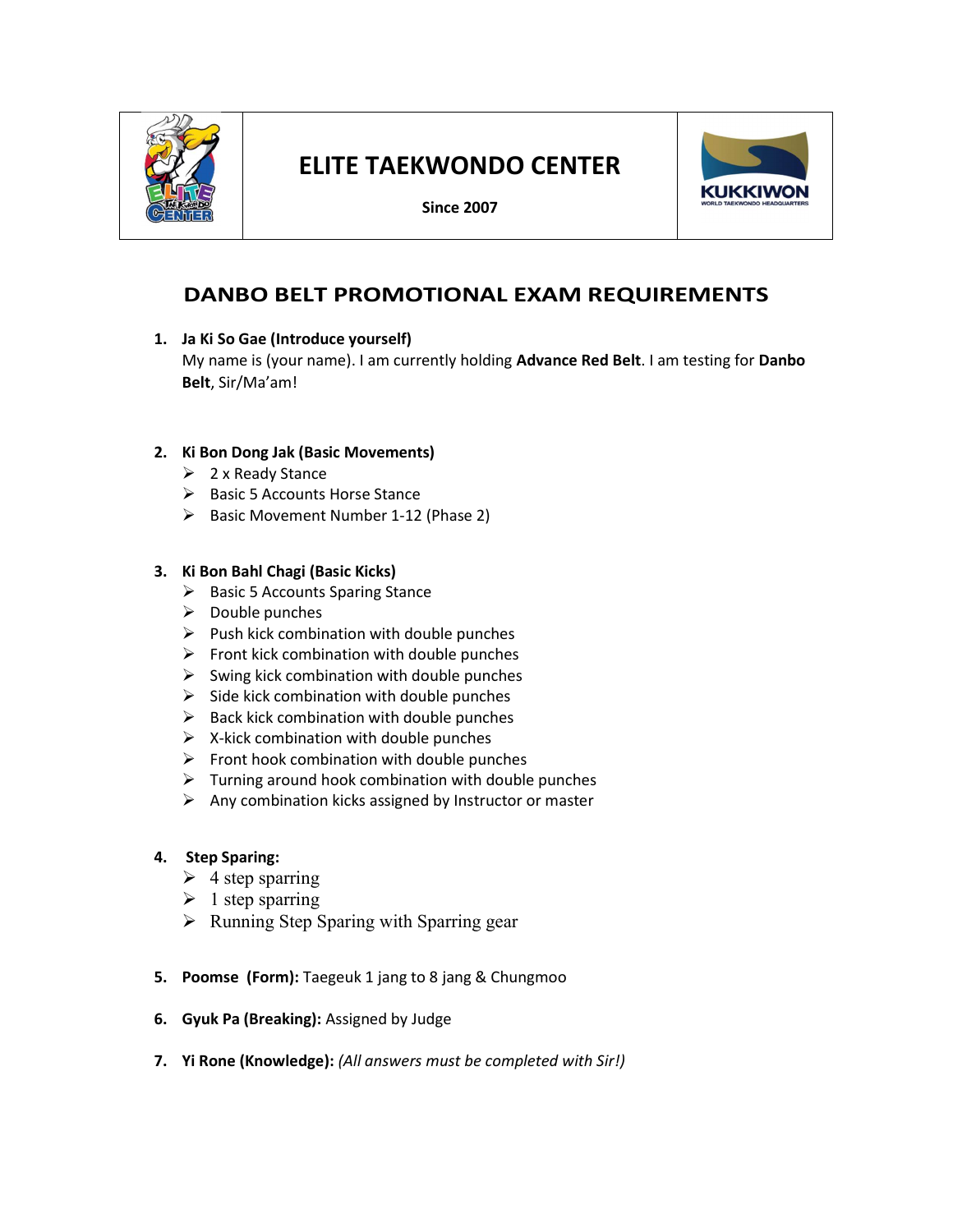| | ELITE TAEKWONDO CENTER<br>Since 2007 | |
|---|---|---|

## DANBO BELT PROMOTIONAL EXAM REQUIREMENTS

1. **Ja Ki So Gae (Introduce yourself)**
   My name is (your name). I am currently holding **Advance Red Belt**. I am testing for **Danbo Belt**, Sir/Ma'am!

2. **Ki Bon Dong Jak (Basic Movements)**
   - 2 x Ready Stance
   - Basic 5 Accounts Horse Stance
   - Basic Movement Number 1-12 (Phase 2)

3. **Ki Bon Bahl Chagi (Basic Kicks)**
   - Basic 5 Accounts Sparing Stance
   - Double punches
   - Push kick combination with double punches
   - Front kick combination with double punches
   - Swing kick combination with double punches
   - Side kick combination with double punches
   - Back kick combination with double punches
   - X-kick combination with double punches
   - Front hook combination with double punches
   - Turning around hook combination with double punches
   - Any combination kicks assigned by Instructor or master

4. **Step Sparing:**
   - 4 step sparring
   - 1 step sparring
   - Running Step Sparing with Sparring gear

5. **Poomse (Form):** Taegeuk 1 jang to 8 jang & Chungmoo

6. **Gyuk Pa (Breaking):** Assigned by Judge

7. **Yi Rone (Knowledge):** *(All answers must be completed with Sir!)*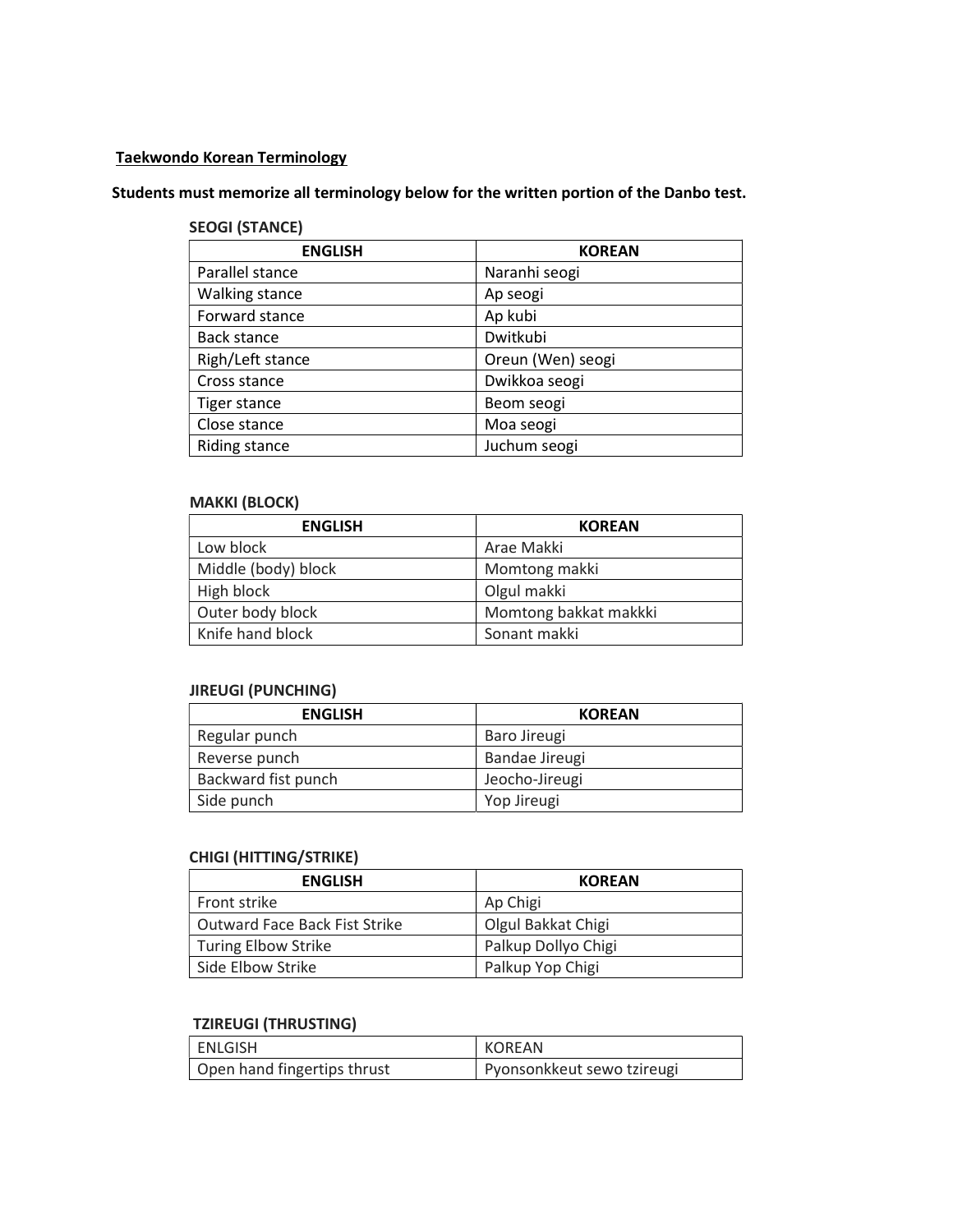## Taekwondo Korean Terminology

**Students must memorize all terminology below for the written portion of the Danbo test.**

### SEOGI (STANCE)

| ENGLISH | KOREAN |
| --- | --- |
| Parallel stance | Naranhi seogi |
| Walking stance | Ap seogi |
| Forward stance | Ap kubi |
| Back stance | Dwitkubi |
| Righ/Left stance | Oreun (Wen) seogi |
| Cross stance | Dwikkoa seogi |
| Tiger stance | Beom seogi |
| Close stance | Moa seogi |
| Riding stance | Juchum seogi |

### MAKKI (BLOCK)

| ENGLISH | KOREAN |
| --- | --- |
| Low block | Arae Makki |
| Middle (body) block | Momtong makki |
| High block | Olgul makki |
| Outer body block | Momtong bakkat makkki |
| Knife hand block | Sonant makki |

### JIREUGI (PUNCHING)

| ENGLISH | KOREAN |
| --- | --- |
| Regular punch | Baro Jireugi |
| Reverse punch | Bandae Jireugi |
| Backward fist punch | Jeocho-Jireugi |
| Side punch | Yop Jireugi |

### CHIGI (HITTING/STRIKE)

| ENGLISH | KOREAN |
| --- | --- |
| Front strike | Ap Chigi |
| Outward Face Back Fist Strike | Olgul Bakkat Chigi |
| Turing Elbow Strike | Palkup Dollyo Chigi |
| Side Elbow Strike | Palkup Yop Chigi |

### TZIREUGI (THRUSTING)

| ENLGISH | KOREAN |
| --- | --- |
| Open hand fingertips thrust | Pyonsonkkeut sewo tzireugi |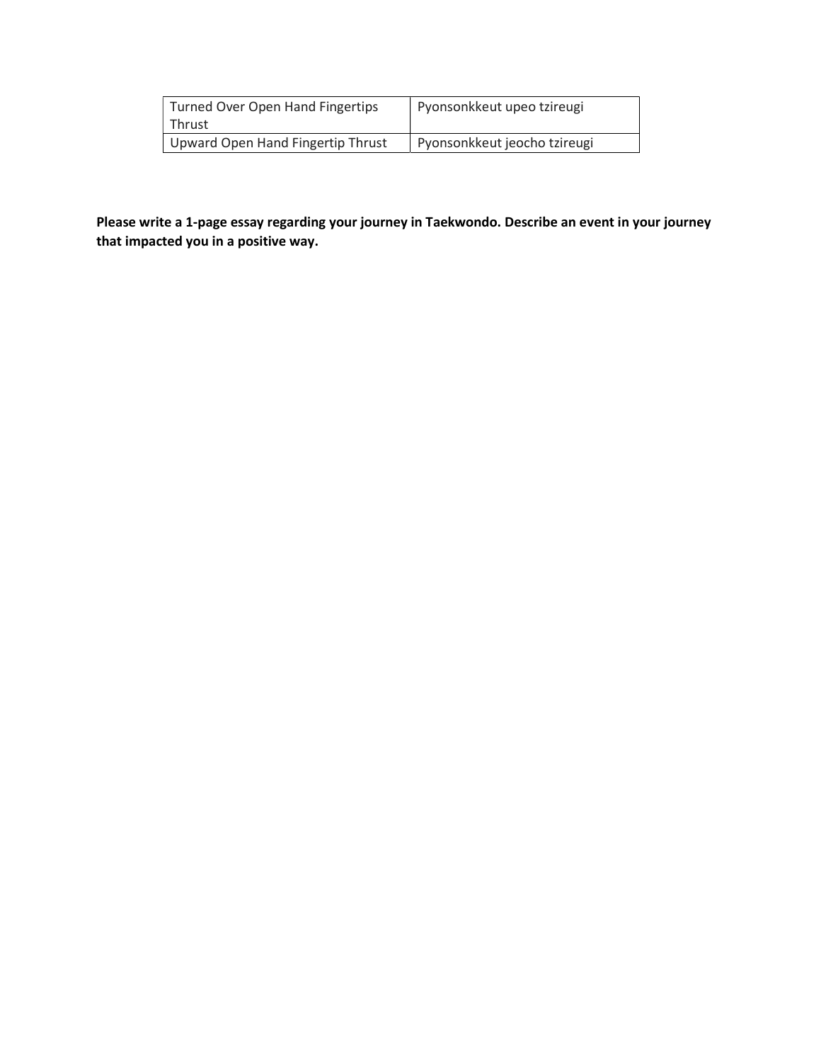| | |
|---|---|
| Turned Over Open Hand Fingertips Thrust | Pyonsonkkeut upeo tzireugi |
| Upward Open Hand Fingertip Thrust | Pyonsonkkeut jeocho tzireugi |

**Please write a 1-page essay regarding your journey in Taekwondo. Describe an event in your journey that impacted you in a positive way.**